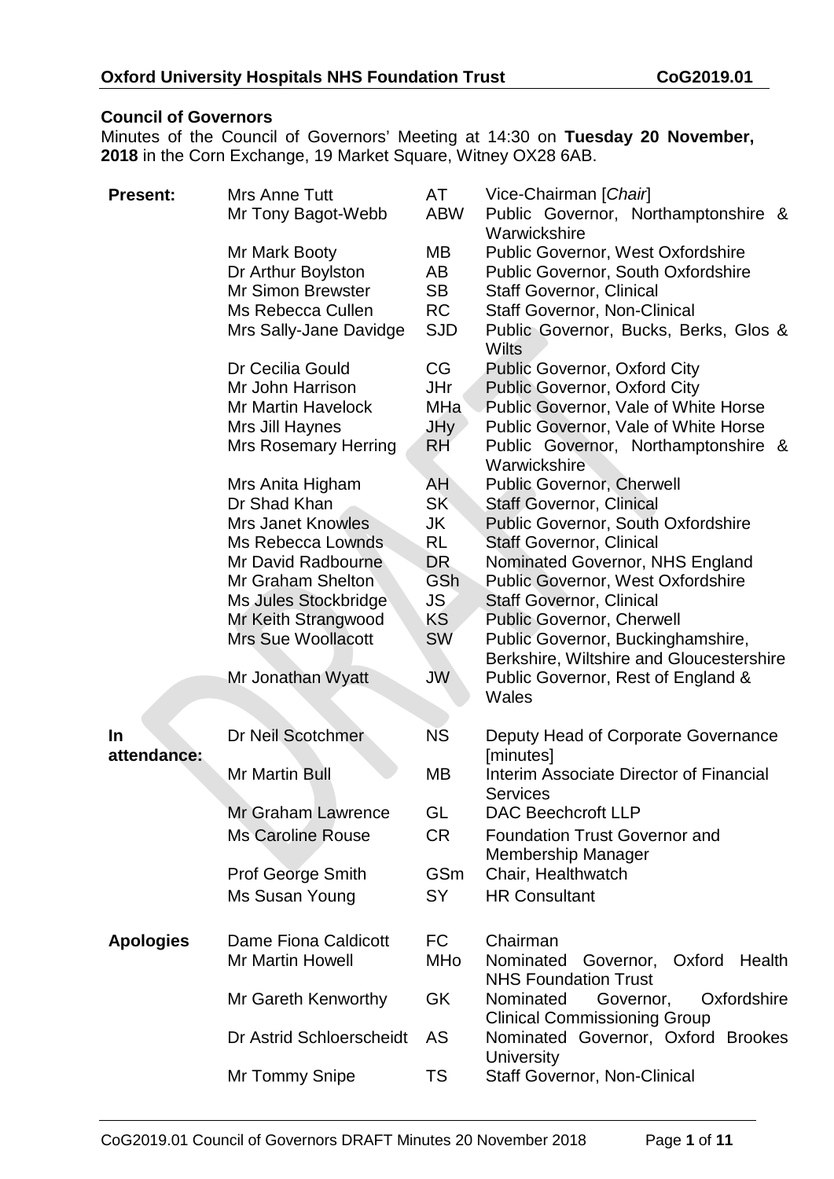**Council of Governors**

Minutes of the Council of Governors' Meeting at 14:30 on **Tuesday 20 November, 2018** in the Corn Exchange, 19 Market Square, Witney OX28 6AB.

| | | | |
|---|---|---|---|
| **Present:** | Mrs Anne Tutt | AT | Vice-Chairman [*Chair*] |
| | Mr Tony Bagot-Webb | ABW | Public Governor, Northamptonshire & Warwickshire |
| | Mr Mark Booty | MB | Public Governor, West Oxfordshire |
| | Dr Arthur Boylston | AB | Public Governor, South Oxfordshire |
| | Mr Simon Brewster | SB | Staff Governor, Clinical |
| | Ms Rebecca Cullen | RC | Staff Governor, Non-Clinical |
| | Mrs Sally-Jane Davidge | SJD | Public Governor, Bucks, Berks, Glos & Wilts |
| | Dr Cecilia Gould | CG | Public Governor, Oxford City |
| | Mr John Harrison | JHr | Public Governor, Oxford City |
| | Mr Martin Havelock | MHa | Public Governor, Vale of White Horse |
| | Mrs Jill Haynes | JHy | Public Governor, Vale of White Horse |
| | Mrs Rosemary Herring | RH | Public Governor, Northamptonshire & Warwickshire |
| | Mrs Anita Higham | AH | Public Governor, Cherwell |
| | Dr Shad Khan | SK | Staff Governor, Clinical |
| | Mrs Janet Knowles | JK | Public Governor, South Oxfordshire |
| | Ms Rebecca Lownds | RL | Staff Governor, Clinical |
| | Mr David Radbourne | DR | Nominated Governor, NHS England |
| | Mr Graham Shelton | GSh | Public Governor, West Oxfordshire |
| | Ms Jules Stockbridge | JS | Staff Governor, Clinical |
| | Mr Keith Strangwood | KS | Public Governor, Cherwell |
| | Mrs Sue Woollacott | SW | Public Governor, Buckinghamshire, Berkshire, Wiltshire and Gloucestershire |
| | Mr Jonathan Wyatt | JW | Public Governor, Rest of England & Wales |
| **In attendance:** | Dr Neil Scotchmer | NS | Deputy Head of Corporate Governance [minutes] |
| | Mr Martin Bull | MB | Interim Associate Director of Financial Services |
| | Mr Graham Lawrence | GL | DAC Beechcroft LLP |
| | Ms Caroline Rouse | CR | Foundation Trust Governor and Membership Manager |
| | Prof George Smith | GSm | Chair, Healthwatch |
| | Ms Susan Young | SY | HR Consultant |
| **Apologies** | Dame Fiona Caldicott | FC | Chairman |
| | Mr Martin Howell | MHo | Nominated Governor, Oxford Health NHS Foundation Trust |
| | Mr Gareth Kenworthy | GK | Nominated Governor, Oxfordshire Clinical Commissioning Group |
| | Dr Astrid Schloerscheidt | AS | Nominated Governor, Oxford Brookes University |
| | Mr Tommy Snipe | TS | Staff Governor, Non-Clinical |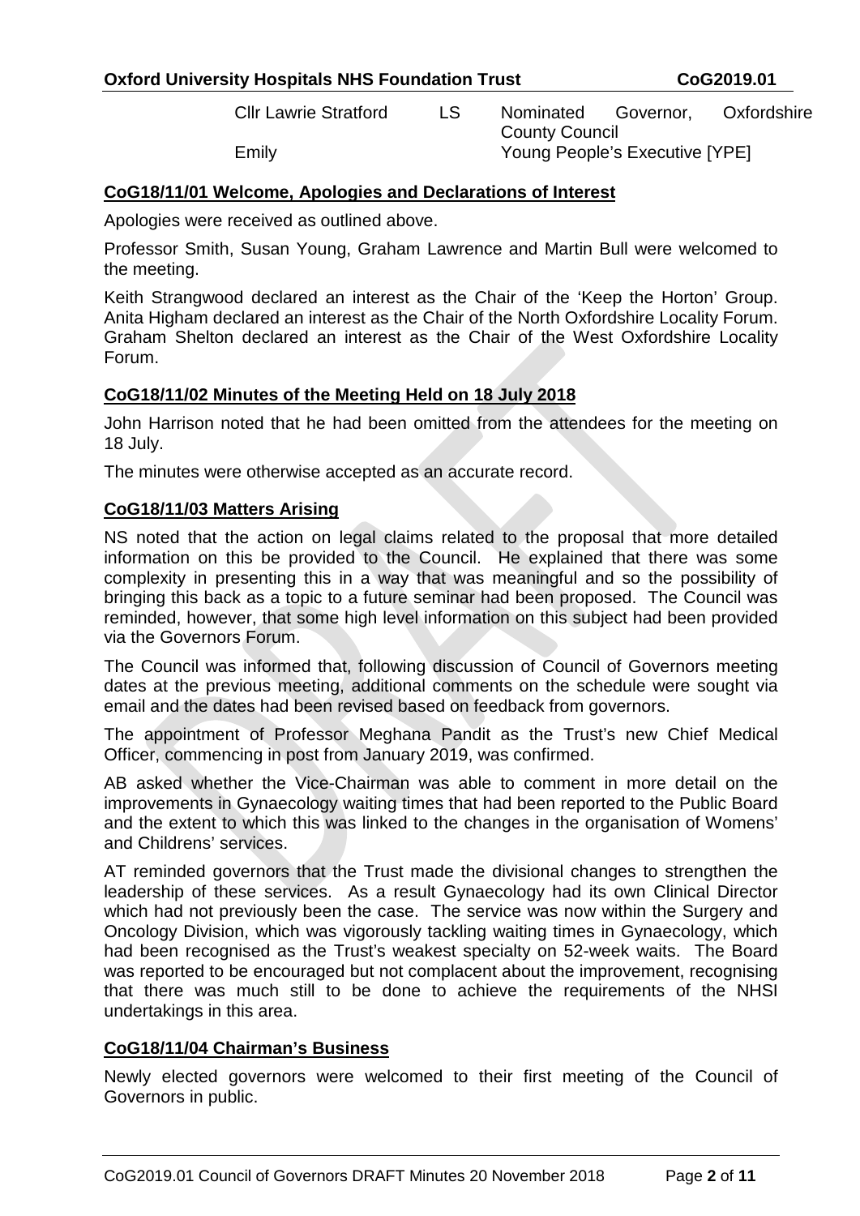| | | |
|---|---|---|
| Cllr Lawrie Stratford | LS | Nominated Governor, Oxfordshire County Council |
| Emily | | Young People's Executive [YPE] |

## CoG18/11/01 Welcome, Apologies and Declarations of Interest

Apologies were received as outlined above.

Professor Smith, Susan Young, Graham Lawrence and Martin Bull were welcomed to the meeting.

Keith Strangwood declared an interest as the Chair of the 'Keep the Horton' Group. Anita Higham declared an interest as the Chair of the North Oxfordshire Locality Forum. Graham Shelton declared an interest as the Chair of the West Oxfordshire Locality Forum.

## CoG18/11/02 Minutes of the Meeting Held on 18 July 2018

John Harrison noted that he had been omitted from the attendees for the meeting on 18 July.

The minutes were otherwise accepted as an accurate record.

## CoG18/11/03 Matters Arising

NS noted that the action on legal claims related to the proposal that more detailed information on this be provided to the Council. He explained that there was some complexity in presenting this in a way that was meaningful and so the possibility of bringing this back as a topic to a future seminar had been proposed. The Council was reminded, however, that some high level information on this subject had been provided via the Governors Forum.

The Council was informed that, following discussion of Council of Governors meeting dates at the previous meeting, additional comments on the schedule were sought via email and the dates had been revised based on feedback from governors.

The appointment of Professor Meghana Pandit as the Trust's new Chief Medical Officer, commencing in post from January 2019, was confirmed.

AB asked whether the Vice-Chairman was able to comment in more detail on the improvements in Gynaecology waiting times that had been reported to the Public Board and the extent to which this was linked to the changes in the organisation of Womens' and Childrens' services.

AT reminded governors that the Trust made the divisional changes to strengthen the leadership of these services. As a result Gynaecology had its own Clinical Director which had not previously been the case. The service was now within the Surgery and Oncology Division, which was vigorously tackling waiting times in Gynaecology, which had been recognised as the Trust's weakest specialty on 52-week waits. The Board was reported to be encouraged but not complacent about the improvement, recognising that there was much still to be done to achieve the requirements of the NHSI undertakings in this area.

## CoG18/11/04 Chairman's Business

Newly elected governors were welcomed to their first meeting of the Council of Governors in public.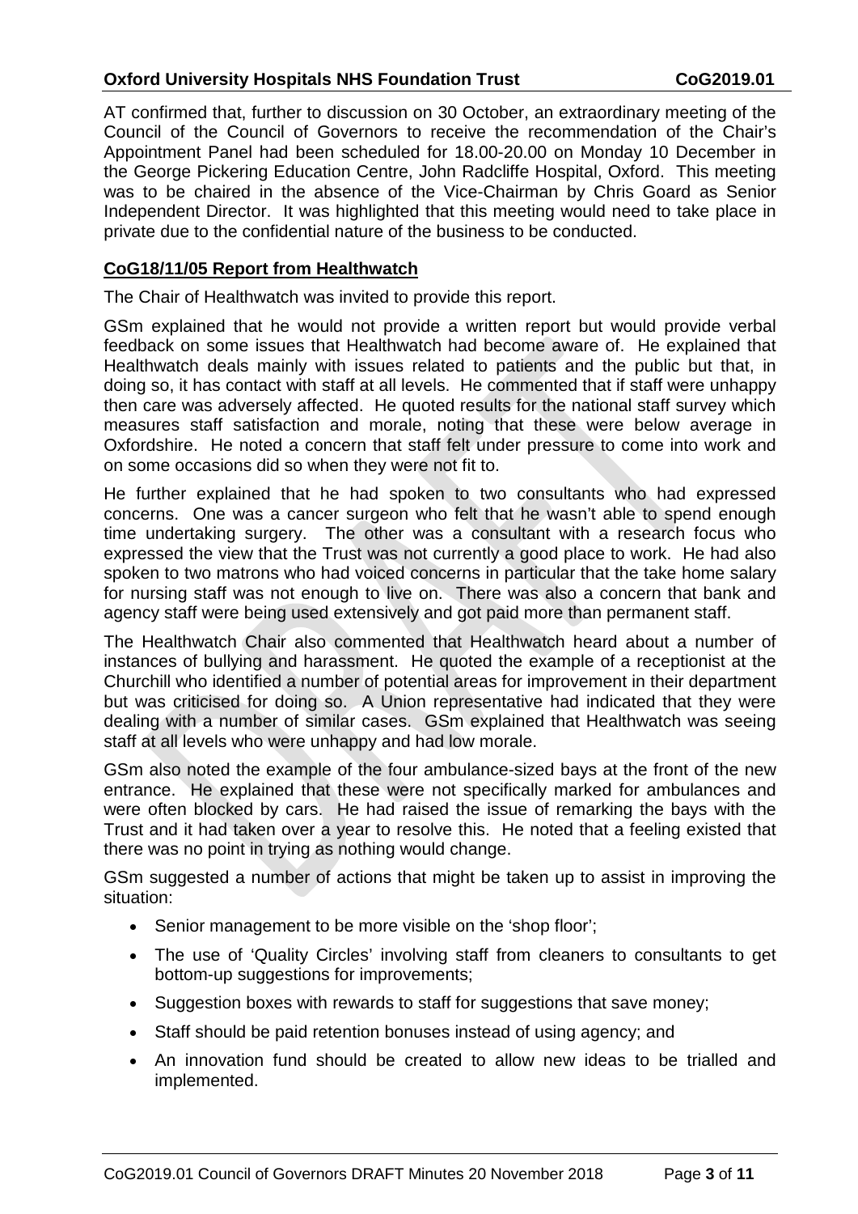AT confirmed that, further to discussion on 30 October, an extraordinary meeting of the Council of the Council of Governors to receive the recommendation of the Chair's Appointment Panel had been scheduled for 18.00-20.00 on Monday 10 December in the George Pickering Education Centre, John Radcliffe Hospital, Oxford. This meeting was to be chaired in the absence of the Vice-Chairman by Chris Goard as Senior Independent Director. It was highlighted that this meeting would need to take place in private due to the confidential nature of the business to be conducted.

## CoG18/11/05 Report from Healthwatch

The Chair of Healthwatch was invited to provide this report.

GSm explained that he would not provide a written report but would provide verbal feedback on some issues that Healthwatch had become aware of. He explained that Healthwatch deals mainly with issues related to patients and the public but that, in doing so, it has contact with staff at all levels. He commented that if staff were unhappy then care was adversely affected. He quoted results for the national staff survey which measures staff satisfaction and morale, noting that these were below average in Oxfordshire. He noted a concern that staff felt under pressure to come into work and on some occasions did so when they were not fit to.

He further explained that he had spoken to two consultants who had expressed concerns. One was a cancer surgeon who felt that he wasn't able to spend enough time undertaking surgery. The other was a consultant with a research focus who expressed the view that the Trust was not currently a good place to work. He had also spoken to two matrons who had voiced concerns in particular that the take home salary for nursing staff was not enough to live on. There was also a concern that bank and agency staff were being used extensively and got paid more than permanent staff.

The Healthwatch Chair also commented that Healthwatch heard about a number of instances of bullying and harassment. He quoted the example of a receptionist at the Churchill who identified a number of potential areas for improvement in their department but was criticised for doing so. A Union representative had indicated that they were dealing with a number of similar cases. GSm explained that Healthwatch was seeing staff at all levels who were unhappy and had low morale.

GSm also noted the example of the four ambulance-sized bays at the front of the new entrance. He explained that these were not specifically marked for ambulances and were often blocked by cars. He had raised the issue of remarking the bays with the Trust and it had taken over a year to resolve this. He noted that a feeling existed that there was no point in trying as nothing would change.

GSm suggested a number of actions that might be taken up to assist in improving the situation:

- Senior management to be more visible on the 'shop floor';
- The use of 'Quality Circles' involving staff from cleaners to consultants to get bottom-up suggestions for improvements;
- Suggestion boxes with rewards to staff for suggestions that save money;
- Staff should be paid retention bonuses instead of using agency; and
- An innovation fund should be created to allow new ideas to be trialled and implemented.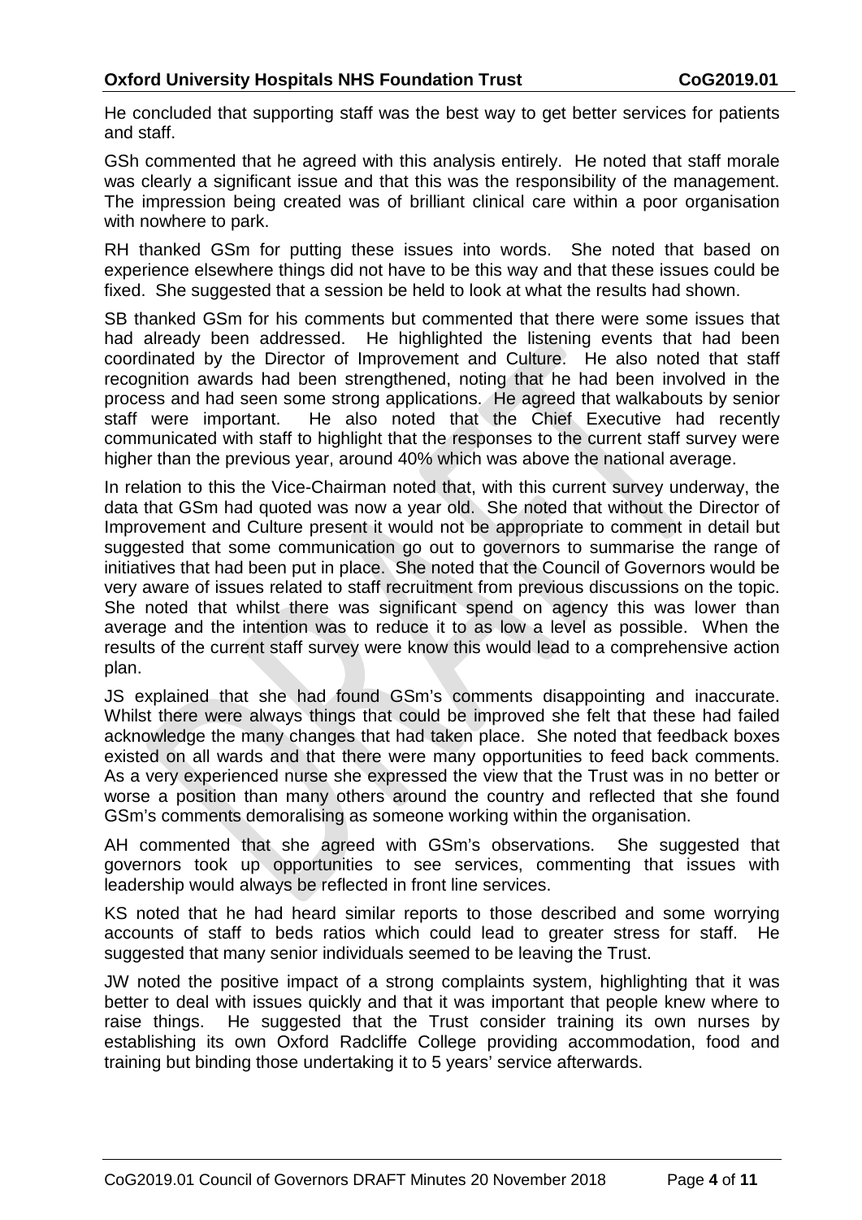He concluded that supporting staff was the best way to get better services for patients and staff.

GSh commented that he agreed with this analysis entirely. He noted that staff morale was clearly a significant issue and that this was the responsibility of the management. The impression being created was of brilliant clinical care within a poor organisation with nowhere to park.

RH thanked GSm for putting these issues into words. She noted that based on experience elsewhere things did not have to be this way and that these issues could be fixed. She suggested that a session be held to look at what the results had shown.

SB thanked GSm for his comments but commented that there were some issues that had already been addressed. He highlighted the listening events that had been coordinated by the Director of Improvement and Culture. He also noted that staff recognition awards had been strengthened, noting that he had been involved in the process and had seen some strong applications. He agreed that walkabouts by senior staff were important. He also noted that the Chief Executive had recently communicated with staff to highlight that the responses to the current staff survey were higher than the previous year, around 40% which was above the national average.

In relation to this the Vice-Chairman noted that, with this current survey underway, the data that GSm had quoted was now a year old. She noted that without the Director of Improvement and Culture present it would not be appropriate to comment in detail but suggested that some communication go out to governors to summarise the range of initiatives that had been put in place. She noted that the Council of Governors would be very aware of issues related to staff recruitment from previous discussions on the topic. She noted that whilst there was significant spend on agency this was lower than average and the intention was to reduce it to as low a level as possible. When the results of the current staff survey were know this would lead to a comprehensive action plan.

JS explained that she had found GSm's comments disappointing and inaccurate. Whilst there were always things that could be improved she felt that these had failed acknowledge the many changes that had taken place. She noted that feedback boxes existed on all wards and that there were many opportunities to feed back comments. As a very experienced nurse she expressed the view that the Trust was in no better or worse a position than many others around the country and reflected that she found GSm's comments demoralising as someone working within the organisation.

AH commented that she agreed with GSm's observations. She suggested that governors took up opportunities to see services, commenting that issues with leadership would always be reflected in front line services.

KS noted that he had heard similar reports to those described and some worrying accounts of staff to beds ratios which could lead to greater stress for staff. He suggested that many senior individuals seemed to be leaving the Trust.

JW noted the positive impact of a strong complaints system, highlighting that it was better to deal with issues quickly and that it was important that people knew where to raise things. He suggested that the Trust consider training its own nurses by establishing its own Oxford Radcliffe College providing accommodation, food and training but binding those undertaking it to 5 years' service afterwards.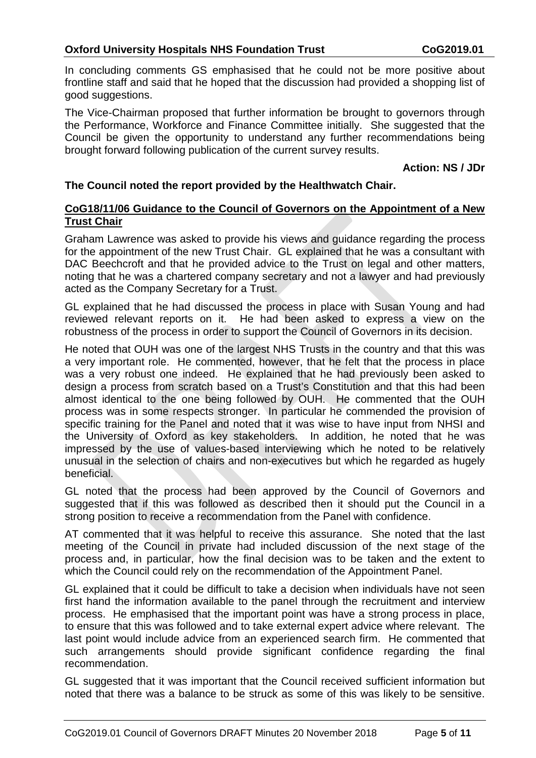In concluding comments GS emphasised that he could not be more positive about frontline staff and said that he hoped that the discussion had provided a shopping list of good suggestions.

The Vice-Chairman proposed that further information be brought to governors through the Performance, Workforce and Finance Committee initially. She suggested that the Council be given the opportunity to understand any further recommendations being brought forward following publication of the current survey results.

**Action: NS / JDr**

**The Council noted the report provided by the Healthwatch Chair.**

## CoG18/11/06 Guidance to the Council of Governors on the Appointment of a New Trust Chair

Graham Lawrence was asked to provide his views and guidance regarding the process for the appointment of the new Trust Chair. GL explained that he was a consultant with DAC Beechcroft and that he provided advice to the Trust on legal and other matters, noting that he was a chartered company secretary and not a lawyer and had previously acted as the Company Secretary for a Trust.

GL explained that he had discussed the process in place with Susan Young and had reviewed relevant reports on it. He had been asked to express a view on the robustness of the process in order to support the Council of Governors in its decision.

He noted that OUH was one of the largest NHS Trusts in the country and that this was a very important role. He commented, however, that he felt that the process in place was a very robust one indeed. He explained that he had previously been asked to design a process from scratch based on a Trust's Constitution and that this had been almost identical to the one being followed by OUH. He commented that the OUH process was in some respects stronger. In particular he commended the provision of specific training for the Panel and noted that it was wise to have input from NHSI and the University of Oxford as key stakeholders. In addition, he noted that he was impressed by the use of values-based interviewing which he noted to be relatively unusual in the selection of chairs and non-executives but which he regarded as hugely beneficial.

GL noted that the process had been approved by the Council of Governors and suggested that if this was followed as described then it should put the Council in a strong position to receive a recommendation from the Panel with confidence.

AT commented that it was helpful to receive this assurance. She noted that the last meeting of the Council in private had included discussion of the next stage of the process and, in particular, how the final decision was to be taken and the extent to which the Council could rely on the recommendation of the Appointment Panel.

GL explained that it could be difficult to take a decision when individuals have not seen first hand the information available to the panel through the recruitment and interview process. He emphasised that the important point was have a strong process in place, to ensure that this was followed and to take external expert advice where relevant. The last point would include advice from an experienced search firm. He commented that such arrangements should provide significant confidence regarding the final recommendation.

GL suggested that it was important that the Council received sufficient information but noted that there was a balance to be struck as some of this was likely to be sensitive.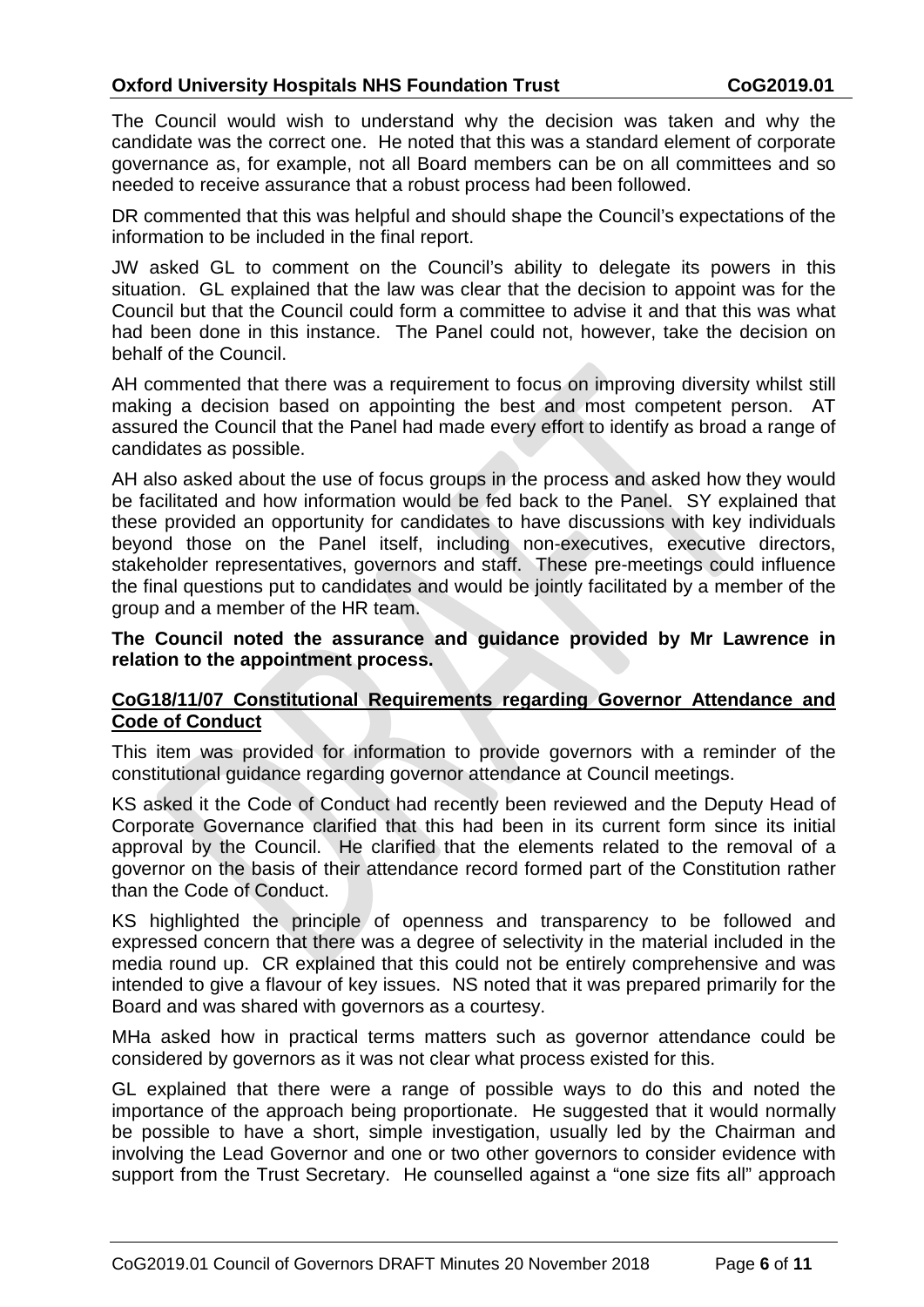The Council would wish to understand why the decision was taken and why the candidate was the correct one. He noted that this was a standard element of corporate governance as, for example, not all Board members can be on all committees and so needed to receive assurance that a robust process had been followed.

DR commented that this was helpful and should shape the Council's expectations of the information to be included in the final report.

JW asked GL to comment on the Council's ability to delegate its powers in this situation. GL explained that the law was clear that the decision to appoint was for the Council but that the Council could form a committee to advise it and that this was what had been done in this instance. The Panel could not, however, take the decision on behalf of the Council.

AH commented that there was a requirement to focus on improving diversity whilst still making a decision based on appointing the best and most competent person. AT assured the Council that the Panel had made every effort to identify as broad a range of candidates as possible.

AH also asked about the use of focus groups in the process and asked how they would be facilitated and how information would be fed back to the Panel. SY explained that these provided an opportunity for candidates to have discussions with key individuals beyond those on the Panel itself, including non-executives, executive directors, stakeholder representatives, governors and staff. These pre-meetings could influence the final questions put to candidates and would be jointly facilitated by a member of the group and a member of the HR team.

**The Council noted the assurance and guidance provided by Mr Lawrence in relation to the appointment process.**

## CoG18/11/07 Constitutional Requirements regarding Governor Attendance and Code of Conduct

This item was provided for information to provide governors with a reminder of the constitutional guidance regarding governor attendance at Council meetings.

KS asked it the Code of Conduct had recently been reviewed and the Deputy Head of Corporate Governance clarified that this had been in its current form since its initial approval by the Council. He clarified that the elements related to the removal of a governor on the basis of their attendance record formed part of the Constitution rather than the Code of Conduct.

KS highlighted the principle of openness and transparency to be followed and expressed concern that there was a degree of selectivity in the material included in the media round up. CR explained that this could not be entirely comprehensive and was intended to give a flavour of key issues. NS noted that it was prepared primarily for the Board and was shared with governors as a courtesy.

MHa asked how in practical terms matters such as governor attendance could be considered by governors as it was not clear what process existed for this.

GL explained that there were a range of possible ways to do this and noted the importance of the approach being proportionate. He suggested that it would normally be possible to have a short, simple investigation, usually led by the Chairman and involving the Lead Governor and one or two other governors to consider evidence with support from the Trust Secretary. He counselled against a "one size fits all" approach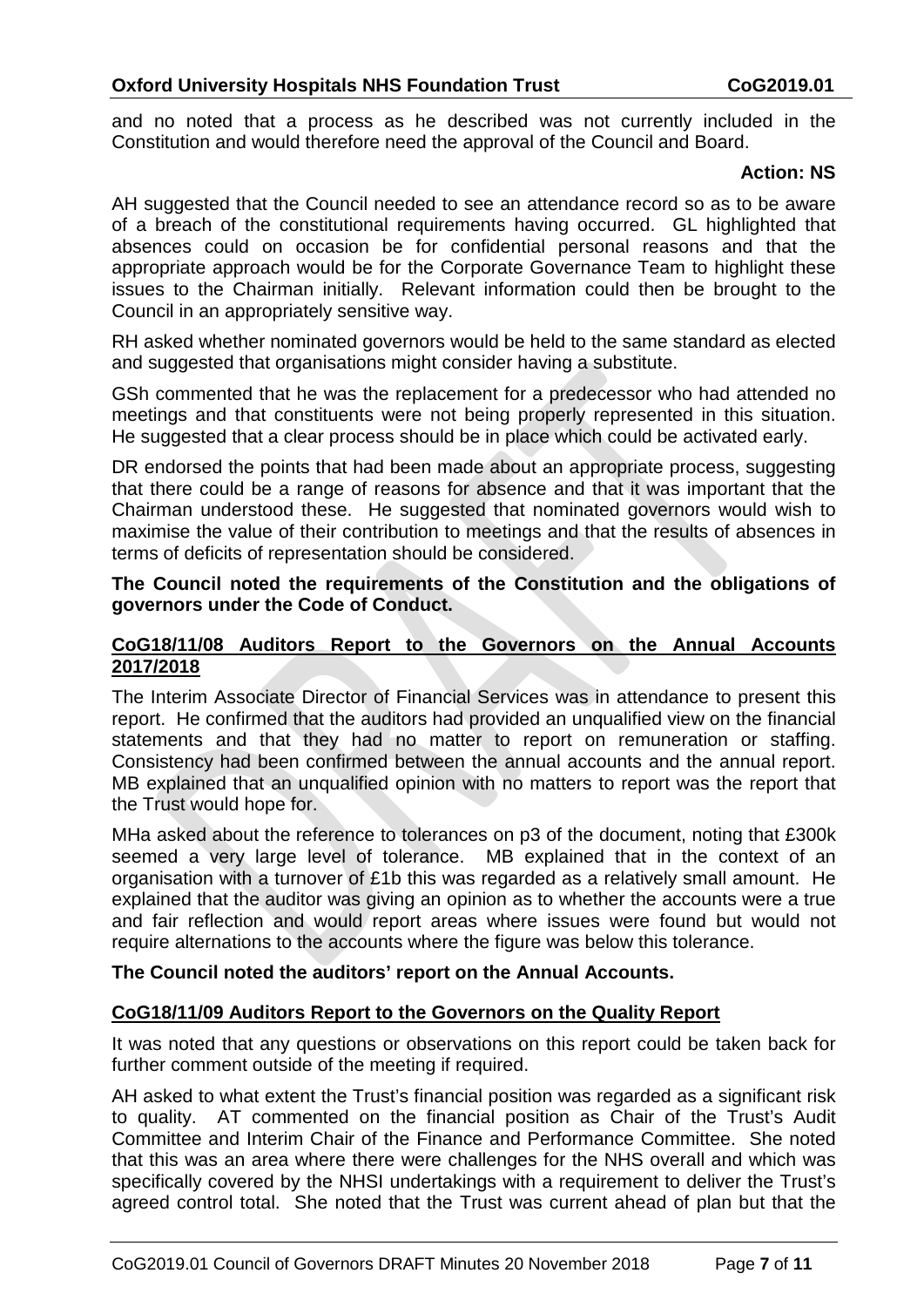and no noted that a process as he described was not currently included in the Constitution and would therefore need the approval of the Council and Board.

**Action: NS**

AH suggested that the Council needed to see an attendance record so as to be aware of a breach of the constitutional requirements having occurred. GL highlighted that absences could on occasion be for confidential personal reasons and that the appropriate approach would be for the Corporate Governance Team to highlight these issues to the Chairman initially. Relevant information could then be brought to the Council in an appropriately sensitive way.

RH asked whether nominated governors would be held to the same standard as elected and suggested that organisations might consider having a substitute.

GSh commented that he was the replacement for a predecessor who had attended no meetings and that constituents were not being properly represented in this situation. He suggested that a clear process should be in place which could be activated early.

DR endorsed the points that had been made about an appropriate process, suggesting that there could be a range of reasons for absence and that it was important that the Chairman understood these. He suggested that nominated governors would wish to maximise the value of their contribution to meetings and that the results of absences in terms of deficits of representation should be considered.

**The Council noted the requirements of the Constitution and the obligations of governors under the Code of Conduct.**

## CoG18/11/08 Auditors Report to the Governors on the Annual Accounts 2017/2018

The Interim Associate Director of Financial Services was in attendance to present this report. He confirmed that the auditors had provided an unqualified view on the financial statements and that they had no matter to report on remuneration or staffing. Consistency had been confirmed between the annual accounts and the annual report. MB explained that an unqualified opinion with no matters to report was the report that the Trust would hope for.

MHa asked about the reference to tolerances on p3 of the document, noting that £300k seemed a very large level of tolerance. MB explained that in the context of an organisation with a turnover of £1b this was regarded as a relatively small amount. He explained that the auditor was giving an opinion as to whether the accounts were a true and fair reflection and would report areas where issues were found but would not require alternations to the accounts where the figure was below this tolerance.

**The Council noted the auditors' report on the Annual Accounts.**

## CoG18/11/09 Auditors Report to the Governors on the Quality Report

It was noted that any questions or observations on this report could be taken back for further comment outside of the meeting if required.

AH asked to what extent the Trust's financial position was regarded as a significant risk to quality. AT commented on the financial position as Chair of the Trust's Audit Committee and Interim Chair of the Finance and Performance Committee. She noted that this was an area where there were challenges for the NHS overall and which was specifically covered by the NHSI undertakings with a requirement to deliver the Trust's agreed control total. She noted that the Trust was current ahead of plan but that the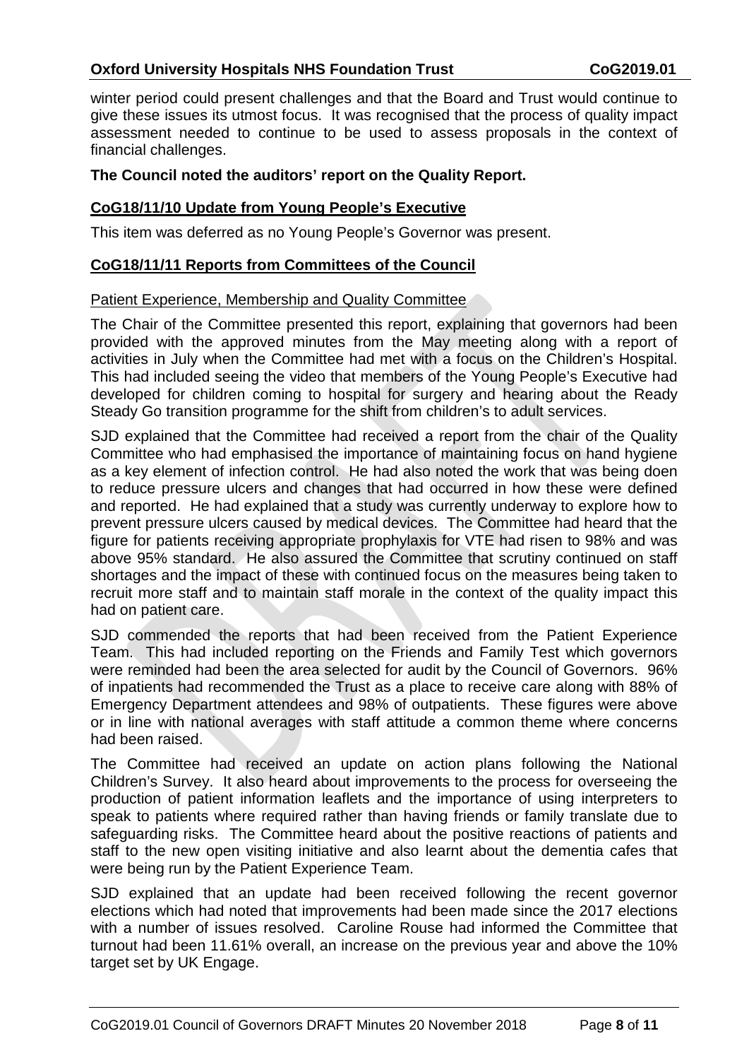winter period could present challenges and that the Board and Trust would continue to give these issues its utmost focus. It was recognised that the process of quality impact assessment needed to continue to be used to assess proposals in the context of financial challenges.

**The Council noted the auditors' report on the Quality Report.**

## CoG18/11/10 Update from Young People's Executive

This item was deferred as no Young People's Governor was present.

## CoG18/11/11 Reports from Committees of the Council

### Patient Experience, Membership and Quality Committee

The Chair of the Committee presented this report, explaining that governors had been provided with the approved minutes from the May meeting along with a report of activities in July when the Committee had met with a focus on the Children's Hospital. This had included seeing the video that members of the Young People's Executive had developed for children coming to hospital for surgery and hearing about the Ready Steady Go transition programme for the shift from children's to adult services.

SJD explained that the Committee had received a report from the chair of the Quality Committee who had emphasised the importance of maintaining focus on hand hygiene as a key element of infection control. He had also noted the work that was being doen to reduce pressure ulcers and changes that had occurred in how these were defined and reported. He had explained that a study was currently underway to explore how to prevent pressure ulcers caused by medical devices. The Committee had heard that the figure for patients receiving appropriate prophylaxis for VTE had risen to 98% and was above 95% standard. He also assured the Committee that scrutiny continued on staff shortages and the impact of these with continued focus on the measures being taken to recruit more staff and to maintain staff morale in the context of the quality impact this had on patient care.

SJD commended the reports that had been received from the Patient Experience Team. This had included reporting on the Friends and Family Test which governors were reminded had been the area selected for audit by the Council of Governors. 96% of inpatients had recommended the Trust as a place to receive care along with 88% of Emergency Department attendees and 98% of outpatients. These figures were above or in line with national averages with staff attitude a common theme where concerns had been raised.

The Committee had received an update on action plans following the National Children's Survey. It also heard about improvements to the process for overseeing the production of patient information leaflets and the importance of using interpreters to speak to patients where required rather than having friends or family translate due to safeguarding risks. The Committee heard about the positive reactions of patients and staff to the new open visiting initiative and also learnt about the dementia cafes that were being run by the Patient Experience Team.

SJD explained that an update had been received following the recent governor elections which had noted that improvements had been made since the 2017 elections with a number of issues resolved. Caroline Rouse had informed the Committee that turnout had been 11.61% overall, an increase on the previous year and above the 10% target set by UK Engage.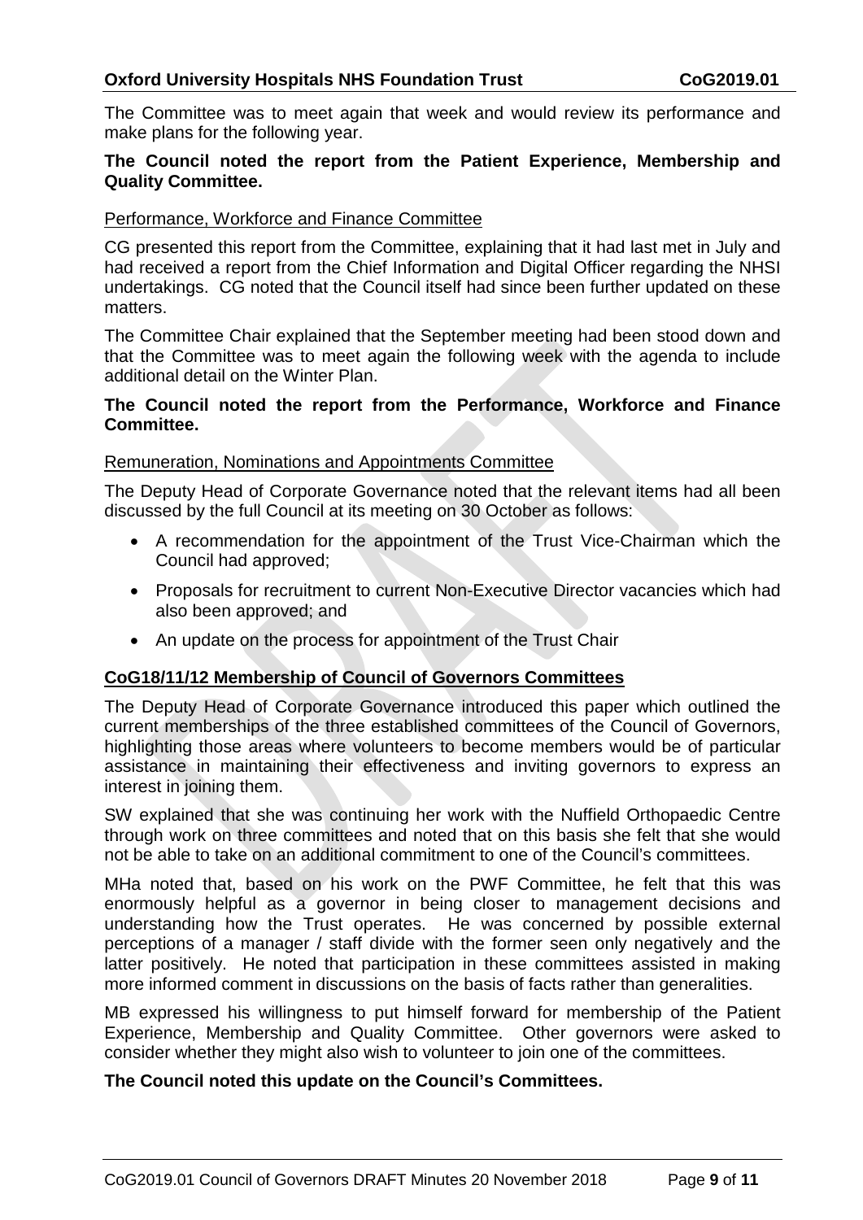The Committee was to meet again that week and would review its performance and make plans for the following year.

**The Council noted the report from the Patient Experience, Membership and Quality Committee.**

Performance, Workforce and Finance Committee

CG presented this report from the Committee, explaining that it had last met in July and had received a report from the Chief Information and Digital Officer regarding the NHSI undertakings. CG noted that the Council itself had since been further updated on these matters.

The Committee Chair explained that the September meeting had been stood down and that the Committee was to meet again the following week with the agenda to include additional detail on the Winter Plan.

**The Council noted the report from the Performance, Workforce and Finance Committee.**

Remuneration, Nominations and Appointments Committee

The Deputy Head of Corporate Governance noted that the relevant items had all been discussed by the full Council at its meeting on 30 October as follows:

- A recommendation for the appointment of the Trust Vice-Chairman which the Council had approved;
- Proposals for recruitment to current Non-Executive Director vacancies which had also been approved; and
- An update on the process for appointment of the Trust Chair

**CoG18/11/12 Membership of Council of Governors Committees**

The Deputy Head of Corporate Governance introduced this paper which outlined the current memberships of the three established committees of the Council of Governors, highlighting those areas where volunteers to become members would be of particular assistance in maintaining their effectiveness and inviting governors to express an interest in joining them.

SW explained that she was continuing her work with the Nuffield Orthopaedic Centre through work on three committees and noted that on this basis she felt that she would not be able to take on an additional commitment to one of the Council's committees.

MHa noted that, based on his work on the PWF Committee, he felt that this was enormously helpful as a governor in being closer to management decisions and understanding how the Trust operates. He was concerned by possible external perceptions of a manager / staff divide with the former seen only negatively and the latter positively. He noted that participation in these committees assisted in making more informed comment in discussions on the basis of facts rather than generalities.

MB expressed his willingness to put himself forward for membership of the Patient Experience, Membership and Quality Committee. Other governors were asked to consider whether they might also wish to volunteer to join one of the committees.

**The Council noted this update on the Council's Committees.**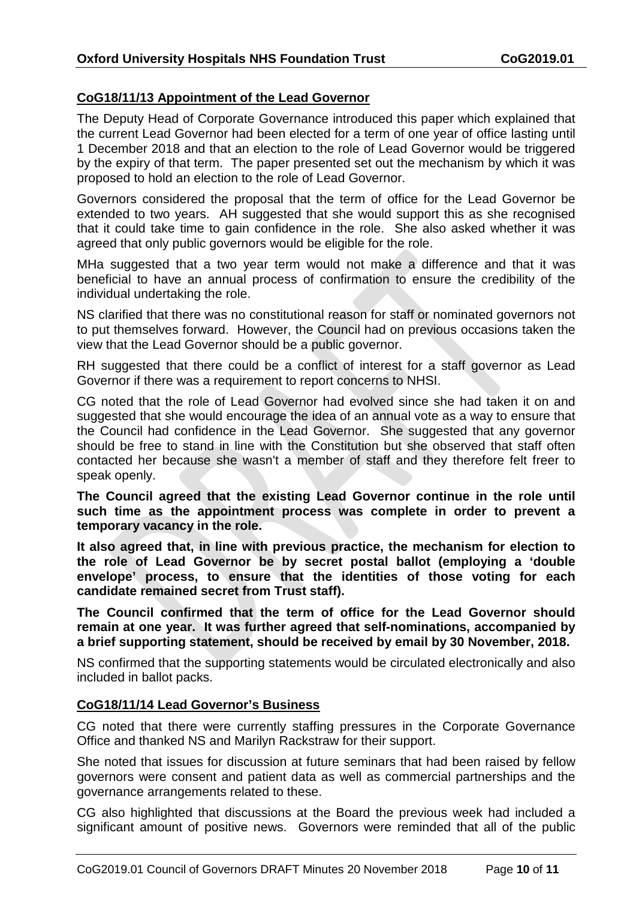**CoG18/11/13 Appointment of the Lead Governor**

The Deputy Head of Corporate Governance introduced this paper which explained that the current Lead Governor had been elected for a term of one year of office lasting until 1 December 2018 and that an election to the role of Lead Governor would be triggered by the expiry of that term. The paper presented set out the mechanism by which it was proposed to hold an election to the role of Lead Governor.

Governors considered the proposal that the term of office for the Lead Governor be extended to two years. AH suggested that she would support this as she recognised that it could take time to gain confidence in the role. She also asked whether it was agreed that only public governors would be eligible for the role.

MHa suggested that a two year term would not make a difference and that it was beneficial to have an annual process of confirmation to ensure the credibility of the individual undertaking the role.

NS clarified that there was no constitutional reason for staff or nominated governors not to put themselves forward. However, the Council had on previous occasions taken the view that the Lead Governor should be a public governor.

RH suggested that there could be a conflict of interest for a staff governor as Lead Governor if there was a requirement to report concerns to NHSI.

CG noted that the role of Lead Governor had evolved since she had taken it on and suggested that she would encourage the idea of an annual vote as a way to ensure that the Council had confidence in the Lead Governor. She suggested that any governor should be free to stand in line with the Constitution but she observed that staff often contacted her because she wasn't a member of staff and they therefore felt freer to speak openly.

**The Council agreed that the existing Lead Governor continue in the role until such time as the appointment process was complete in order to prevent a temporary vacancy in the role.**

**It also agreed that, in line with previous practice, the mechanism for election to the role of Lead Governor be by secret postal ballot (employing a 'double envelope' process, to ensure that the identities of those voting for each candidate remained secret from Trust staff).**

**The Council confirmed that the term of office for the Lead Governor should remain at one year. It was further agreed that self-nominations, accompanied by a brief supporting statement, should be received by email by 30 November, 2018.**

NS confirmed that the supporting statements would be circulated electronically and also included in ballot packs.

**CoG18/11/14 Lead Governor's Business**

CG noted that there were currently staffing pressures in the Corporate Governance Office and thanked NS and Marilyn Rackstraw for their support.

She noted that issues for discussion at future seminars that had been raised by fellow governors were consent and patient data as well as commercial partnerships and the governance arrangements related to these.

CG also highlighted that discussions at the Board the previous week had included a significant amount of positive news. Governors were reminded that all of the public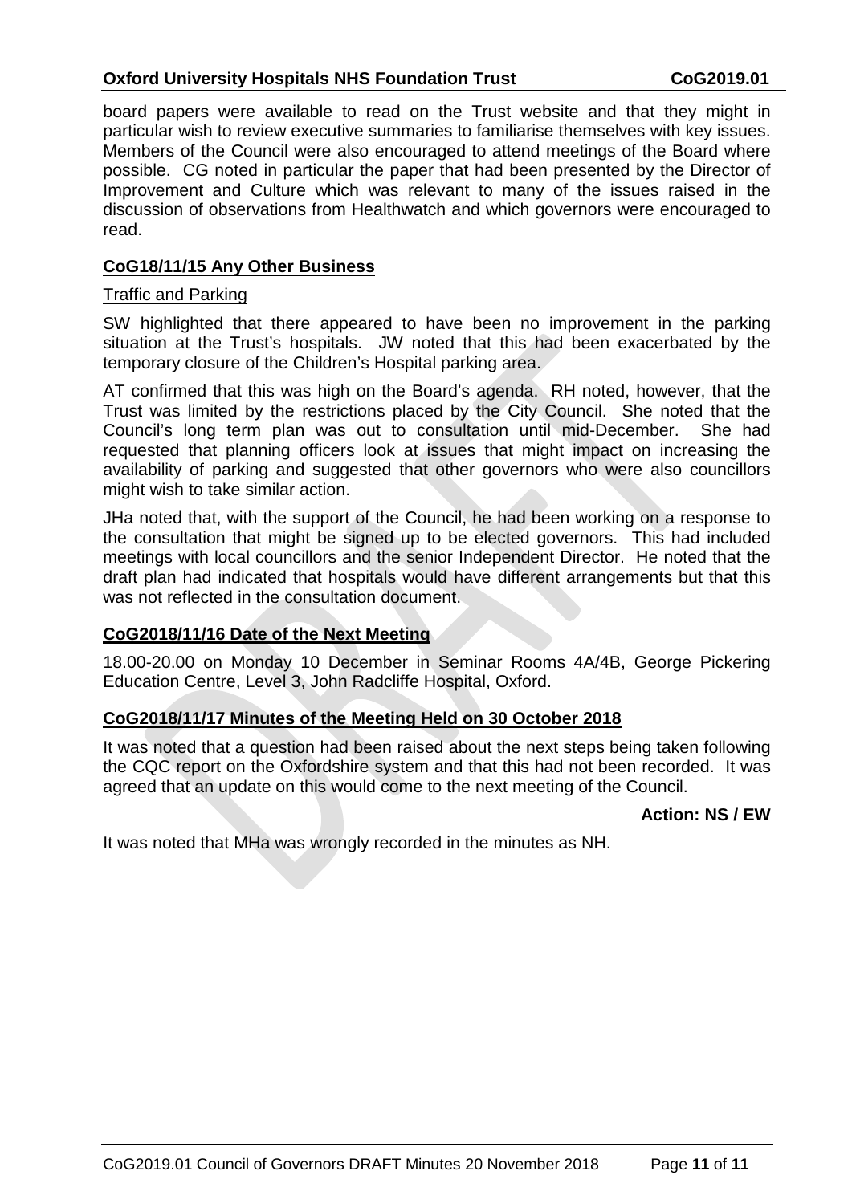board papers were available to read on the Trust website and that they might in particular wish to review executive summaries to familiarise themselves with key issues. Members of the Council were also encouraged to attend meetings of the Board where possible. CG noted in particular the paper that had been presented by the Director of Improvement and Culture which was relevant to many of the issues raised in the discussion of observations from Healthwatch and which governors were encouraged to read.

## CoG18/11/15 Any Other Business

Traffic and Parking

SW highlighted that there appeared to have been no improvement in the parking situation at the Trust's hospitals. JW noted that this had been exacerbated by the temporary closure of the Children's Hospital parking area.

AT confirmed that this was high on the Board's agenda. RH noted, however, that the Trust was limited by the restrictions placed by the City Council. She noted that the Council's long term plan was out to consultation until mid-December. She had requested that planning officers look at issues that might impact on increasing the availability of parking and suggested that other governors who were also councillors might wish to take similar action.

JHa noted that, with the support of the Council, he had been working on a response to the consultation that might be signed up to be elected governors. This had included meetings with local councillors and the senior Independent Director. He noted that the draft plan had indicated that hospitals would have different arrangements but that this was not reflected in the consultation document.

## CoG2018/11/16 Date of the Next Meeting

18.00-20.00 on Monday 10 December in Seminar Rooms 4A/4B, George Pickering Education Centre, Level 3, John Radcliffe Hospital, Oxford.

## CoG2018/11/17 Minutes of the Meeting Held on 30 October 2018

It was noted that a question had been raised about the next steps being taken following the CQC report on the Oxfordshire system and that this had not been recorded. It was agreed that an update on this would come to the next meeting of the Council.

**Action: NS / EW**

It was noted that MHa was wrongly recorded in the minutes as NH.